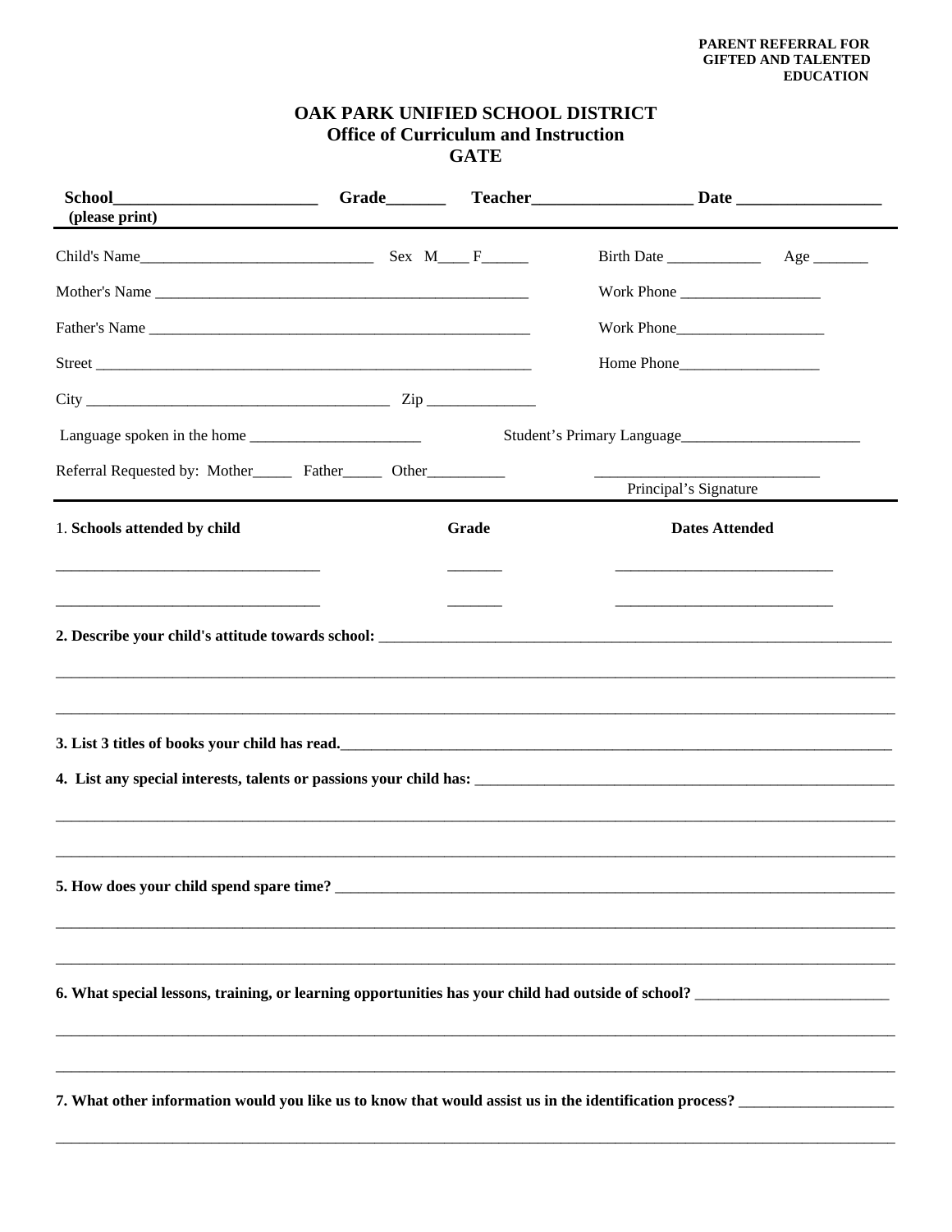**PARENT REFERRAL FOR GIFTED AND TALENTED EDUCATION**

# OAK PARK UNIFIED SCHOOL DISTRICT
## Office of Curriculum and Instruction
## GATE

**School**________________________ **Grade**_______ **Teacher**___________________ **Date** _________________
**(please print)**

---

Child's Name______________________________ Sex M____ F______ Birth Date ____________ Age _______

Mother's Name _______________________________________________ Work Phone __________________

Father's Name _______________________________________________ Work Phone___________________

Street _____________________________________________________ Home Phone__________________

City _______________________________________ Zip ______________

Language spoken in the home ______________________ Student's Primary Language_______________________

Referral Requested by: Mother_____ Father_____ Other__________ ____________________________
Principal's Signature

---

| 1. **Schools attended by child** | **Grade** | **Dates Attended** |
|---|---|---|
| __________________________________ | _______ | ____________________________ |
| __________________________________ | _______ | ____________________________ |

**2. Describe your child's attitude towards school:** ___________________________________________________________________

_______________________________________________________________________________________________________

_______________________________________________________________________________________________________

**3. List 3 titles of books your child has read.**____________________________________________________________________

**4. List any special interests, talents or passions your child has:** ________________________________________________

_______________________________________________________________________________________________________

_______________________________________________________________________________________________________

**5. How does your child spend spare time?** _______________________________________________________________

_______________________________________________________________________________________________________

_______________________________________________________________________________________________________

**6. What special lessons, training, or learning opportunities has your child had outside of school?** _________________________

_______________________________________________________________________________________________________

_______________________________________________________________________________________________________

**7. What other information would you like us to know that would assist us in the identification process?** ____________________

_______________________________________________________________________________________________________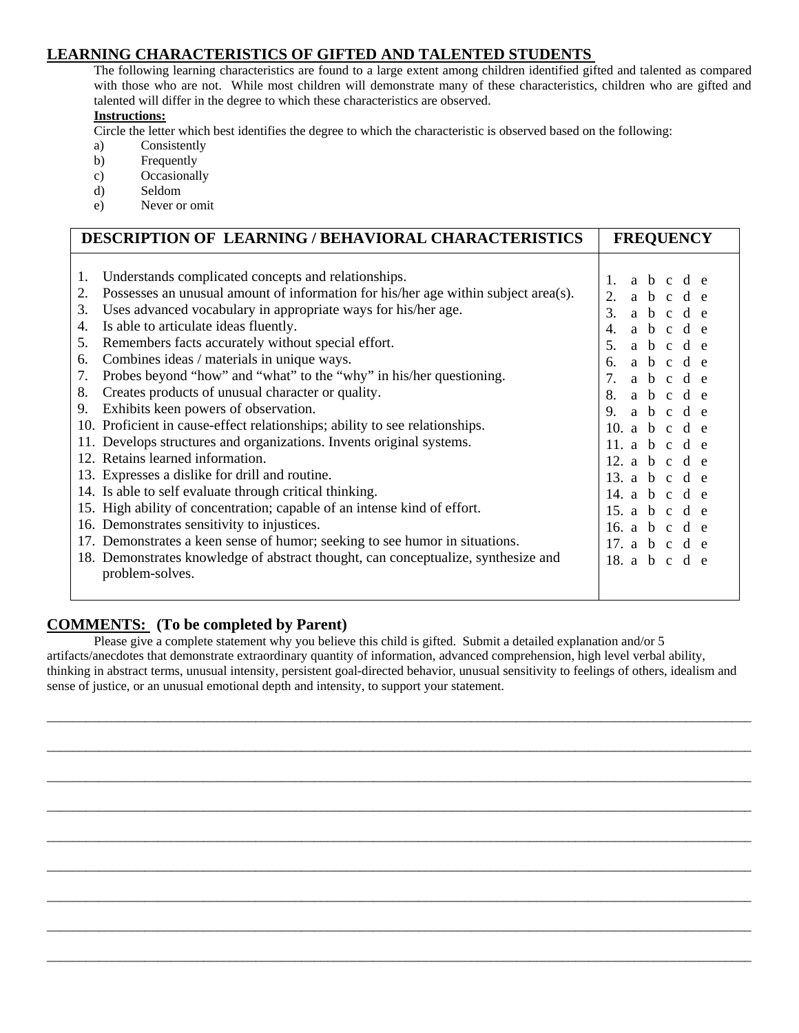## LEARNING CHARACTERISTICS OF GIFTED AND TALENTED STUDENTS

The following learning characteristics are found to a large extent among children identified gifted and talented as compared with those who are not. While most children will demonstrate many of these characteristics, children who are gifted and talented will differ in the degree to which these characteristics are observed.

**Instructions:**

Circle the letter which best identifies the degree to which the characteristic is observed based on the following:

a) Consistently
b) Frequently
c) Occasionally
d) Seldom
e) Never or omit

| DESCRIPTION OF LEARNING / BEHAVIORAL CHARACTERISTICS | FREQUENCY |
|---|---|
| 1. Understands complicated concepts and relationships. | 1. a b c d e |
| 2. Possesses an unusual amount of information for his/her age within subject area(s). | 2. a b c d e |
| 3. Uses advanced vocabulary in appropriate ways for his/her age. | 3. a b c d e |
| 4. Is able to articulate ideas fluently. | 4. a b c d e |
| 5. Remembers facts accurately without special effort. | 5. a b c d e |
| 6. Combines ideas / materials in unique ways. | 6. a b c d e |
| 7. Probes beyond "how" and "what" to the "why" in his/her questioning. | 7. a b c d e |
| 8. Creates products of unusual character or quality. | 8. a b c d e |
| 9. Exhibits keen powers of observation. | 9. a b c d e |
| 10. Proficient in cause-effect relationships; ability to see relationships. | 10. a b c d e |
| 11. Develops structures and organizations. Invents original systems. | 11. a b c d e |
| 12. Retains learned information. | 12. a b c d e |
| 13. Expresses a dislike for drill and routine. | 13. a b c d e |
| 14. Is able to self evaluate through critical thinking. | 14. a b c d e |
| 15. High ability of concentration; capable of an intense kind of effort. | 15. a b c d e |
| 16. Demonstrates sensitivity to injustices. | 16. a b c d e |
| 17. Demonstrates a keen sense of humor; seeking to see humor in situations. | 17. a b c d e |
| 18. Demonstrates knowledge of abstract thought, can conceptualize, synthesize and problem-solves. | 18. a b c d e |

## COMMENTS: (To be completed by Parent)

Please give a complete statement why you believe this child is gifted. Submit a detailed explanation and/or 5 artifacts/anecdotes that demonstrate extraordinary quantity of information, advanced comprehension, high level verbal ability, thinking in abstract terms, unusual intensity, persistent goal-directed behavior, unusual sensitivity to feelings of others, idealism and sense of justice, or an unusual emotional depth and intensity, to support your statement.

______________________________________________________________________________

______________________________________________________________________________

______________________________________________________________________________

______________________________________________________________________________

______________________________________________________________________________

______________________________________________________________________________

______________________________________________________________________________

______________________________________________________________________________

______________________________________________________________________________